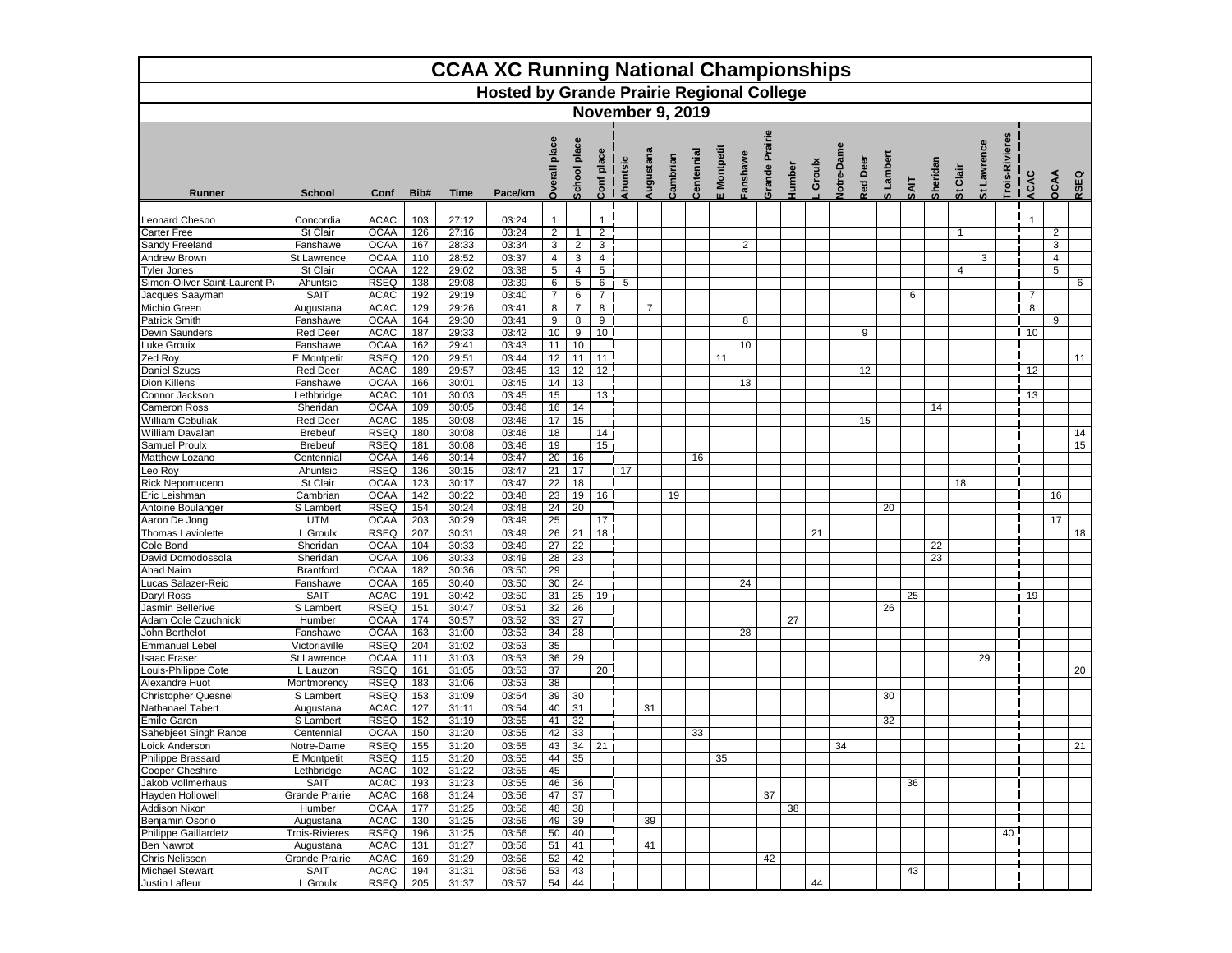# CCAA XC Running National Championships

## Hosted by Grande Prairie Regional College

### November 9, 2019

| Runner | School | Conf | Bib# | Time | Pace/km | Overall place | School place | Conf place | Ahuntsic | Augustana | Cambrian | Centennial | E Montpetit | Fanshawe | Grande Prairie | Humber | L Groulx | Notre-Dame | Red Deer | S Lambert | SAIT | Sheridan | St Clair | St Lawrence | Trois-Rivieres | ACAC | OCAA | RSEQ |
|---|---|---|---|---|---|---|---|---|---|---|---|---|---|---|---|---|---|---|---|---|---|---|---|---|---|---|---|---|
| Leonard Chesoo | Concordia | ACAC | 103 | 27:12 | 03:24 | 1 | | 1 | | | | | | | | | | | | | | | | | | 1 | | |
| Carter Free | St Clair | OCAA | 126 | 27:16 | 03:24 | 2 | 1 | 2 | | | | | | | | | | | | | | | 1 | | | | 2 | |
| Sandy Freeland | Fanshawe | OCAA | 167 | 28:33 | 03:34 | 3 | 2 | 3 | | | | | | 2 | | | | | | | | | | | | | 3 | |
| Andrew Brown | St Lawrence | OCAA | 110 | 28:52 | 03:37 | 4 | 3 | 4 | | | | | | | | | | | | | | | | 3 | | | 4 | |
| Tyler Jones | St Clair | OCAA | 122 | 29:02 | 03:38 | 5 | 4 | 5 | | | | | | | | | | | | | | | 4 | | | | 5 | |
| Simon-Oilver Saint-Laurent P | Ahuntsic | RSEQ | 138 | 29:08 | 03:39 | 6 | 5 | 6 | 5 | | | | | | | | | | | | | | | | | | | 6 |
| Jacques Saayman | SAIT | ACAC | 192 | 29:19 | 03:40 | 7 | 6 | 7 | | | | | | | | | | | | | 6 | | | | | 7 | | |
| Michio Green | Augustana | ACAC | 129 | 29:26 | 03:41 | 8 | 7 | 8 | | 7 | | | | | | | | | | | | | | | | 8 | | |
| Patrick Smith | Fanshawe | OCAA | 164 | 29:30 | 03:41 | 9 | 8 | 9 | | | | | | 8 | | | | | | | | | | | | | 9 | |
| Devin Saunders | Red Deer | ACAC | 187 | 29:33 | 03:42 | 10 | 9 | 10 | | | | | | | | | | | 9 | | | | | | | 10 | | |
| Luke Grouix | Fanshawe | OCAA | 162 | 29:41 | 03:43 | 11 | 10 | | | | | | | 10 | | | | | | | | | | | | | | |
| Zed Roy | E Montpetit | RSEQ | 120 | 29:51 | 03:44 | 12 | 11 | 11 | | | | | 11 | | | | | | | | | | | | | | | 11 |
| Daniel Szucs | Red Deer | ACAC | 189 | 29:57 | 03:45 | 13 | 12 | 12 | | | | | | | | | | | 12 | | | | | | | 12 | | |
| Dion Killens | Fanshawe | OCAA | 166 | 30:01 | 03:45 | 14 | 13 | | | | | | | 13 | | | | | | | | | | | | | | |
| Connor Jackson | Lethbridge | ACAC | 101 | 30:03 | 03:45 | 15 | | 13 | | | | | | | | | | | | | | | | | | 13 | | |
| Cameron Ross | Sheridan | OCAA | 109 | 30:05 | 03:46 | 16 | 14 | | | | | | | | | | | | | | | 14 | | | | | | |
| William Cebuliak | Red Deer | ACAC | 185 | 30:08 | 03:46 | 17 | 15 | | | | | | | | | | | | 15 | | | | | | | | | |
| William Davalan | Brebeuf | RSEQ | 180 | 30:08 | 03:46 | 18 | | 14 | | | | | | | | | | | | | | | | | | | | 14 |
| Samuel Proulx | Brebeuf | RSEQ | 181 | 30:08 | 03:46 | 19 | | 15 | | | | | | | | | | | | | | | | | | | | 15 |
| Matthew Lozano | Centennial | OCAA | 146 | 30:14 | 03:47 | 20 | 16 | | | | | 16 | | | | | | | | | | | | | | | | |
| Leo Roy | Ahuntsic | RSEQ | 136 | 30:15 | 03:47 | 21 | 17 | | 17 | | | | | | | | | | | | | | | | | | | |
| Rick Nepomuceno | St Clair | OCAA | 123 | 30:17 | 03:47 | 22 | 18 | | | | | | | | | | | | | | | | 18 | | | | | |
| Eric Leishman | Cambrian | OCAA | 142 | 30:22 | 03:48 | 23 | 19 | 16 | | | 19 | | | | | | | | | | | | | | | | 16 | |
| Antoine Boulanger | S Lambert | RSEQ | 154 | 30:24 | 03:48 | 24 | 20 | | | | | | | | | | | | | 20 | | | | | | | | |
| Aaron De Jong | UTM | OCAA | 203 | 30:29 | 03:49 | 25 | | 17 | | | | | | | | | | | | | | | | | | | 17 | |
| Thomas Laviolette | L Groulx | RSEQ | 207 | 30:31 | 03:49 | 26 | 21 | 18 | | | | | | | | | 21 | | | | | | | | | | | 18 |
| Cole Bond | Sheridan | OCAA | 104 | 30:33 | 03:49 | 27 | 22 | | | | | | | | | | | | | | | 22 | | | | | | |
| David Domodossola | Sheridan | OCAA | 106 | 30:33 | 03:49 | 28 | 23 | | | | | | | | | | | | | | | 23 | | | | | | |
| Ahad Naim | Brantford | OCAA | 182 | 30:36 | 03:50 | 29 | | | | | | | | | | | | | | | | | | | | | | |
| Lucas Salazer-Reid | Fanshawe | OCAA | 165 | 30:40 | 03:50 | 30 | 24 | | | | | | | 24 | | | | | | | | | | | | | | |
| Daryl Ross | SAIT | ACAC | 191 | 30:42 | 03:50 | 31 | 25 | 19 | | | | | | | | | | | | | 25 | | | | | 19 | | |
| Jasmin Bellerive | S Lambert | RSEQ | 151 | 30:47 | 03:51 | 32 | 26 | | | | | | | | | | | | | 26 | | | | | | | | |
| Adam Cole Czuchnicki | Humber | OCAA | 174 | 30:57 | 03:52 | 33 | 27 | | | | | | | | | 27 | | | | | | | | | | | | |
| John Berthelot | Fanshawe | OCAA | 163 | 31:00 | 03:53 | 34 | 28 | | | | | | | 28 | | | | | | | | | | | | | | |
| Emmanuel Lebel | Victoriaville | RSEQ | 204 | 31:02 | 03:53 | 35 | | | | | | | | | | | | | | | | | | | | | | |
| Isaac Fraser | St Lawrence | OCAA | 111 | 31:03 | 03:53 | 36 | 29 | | | | | | | | | | | | | | | | | 29 | | | | |
| Louis-Philippe Cote | L Lauzon | RSEQ | 161 | 31:05 | 03:53 | 37 | | 20 | | | | | | | | | | | | | | | | | | | | 20 |
| Alexandre Huot | Montmorency | RSEQ | 183 | 31:06 | 03:53 | 38 | | | | | | | | | | | | | | | | | | | | | | |
| Christopher Quesnel | S Lambert | RSEQ | 153 | 31:09 | 03:54 | 39 | 30 | | | | | | | | | | | | | 30 | | | | | | | | |
| Nathanael Tabert | Augustana | ACAC | 127 | 31:11 | 03:54 | 40 | 31 | | | 31 | | | | | | | | | | | | | | | | | | |
| Emile Garon | S Lambert | RSEQ | 152 | 31:19 | 03:55 | 41 | 32 | | | | | | | | | | | | | 32 | | | | | | | | |
| Sahebjeet Singh Rance | Centennial | OCAA | 150 | 31:20 | 03:55 | 42 | 33 | | | | | 33 | | | | | | | | | | | | | | | | |
| Loick Anderson | Notre-Dame | RSEQ | 155 | 31:20 | 03:55 | 43 | 34 | 21 | | | | | | | | | | 34 | | | | | | | | | | 21 |
| Philippe Brassard | E Montpetit | RSEQ | 115 | 31:20 | 03:55 | 44 | 35 | | | | | | 35 | | | | | | | | | | | | | | | |
| Cooper Cheshire | Lethbridge | ACAC | 102 | 31:22 | 03:55 | 45 | | | | | | | | | | | | | | | | | | | | | | |
| Jakob Vollmerhaus | SAIT | ACAC | 193 | 31:23 | 03:55 | 46 | 36 | | | | | | | | | | | | | | 36 | | | | | | | |
| Hayden Hollowell | Grande Prairie | ACAC | 168 | 31:24 | 03:56 | 47 | 37 | | | | | | | | 37 | | | | | | | | | | | | | |
| Addison Nixon | Humber | OCAA | 177 | 31:25 | 03:56 | 48 | 38 | | | | | | | | | 38 | | | | | | | | | | | | |
| Benjamin Osorio | Augustana | ACAC | 130 | 31:25 | 03:56 | 49 | 39 | | | 39 | | | | | | | | | | | | | | | | | | |
| Philippe Gaillardetz | Trois-Rivieres | RSEQ | 196 | 31:25 | 03:56 | 50 | 40 | | | | | | | | | | | | | | | | | | 40 | | | |
| Ben Nawrot | Augustana | ACAC | 131 | 31:27 | 03:56 | 51 | 41 | | | 41 | | | | | | | | | | | | | | | | | | |
| Chris Nelissen | Grande Prairie | ACAC | 169 | 31:29 | 03:56 | 52 | 42 | | | | | | | | 42 | | | | | | | | | | | | | |
| Michael Stewart | SAIT | ACAC | 194 | 31:31 | 03:56 | 53 | 43 | | | | | | | | | | | | | | 43 | | | | | | | |
| Justin Lafleur | L Groulx | RSEQ | 205 | 31:37 | 03:57 | 54 | 44 | | | | | | | | | | 44 | | | | | | | | | | | |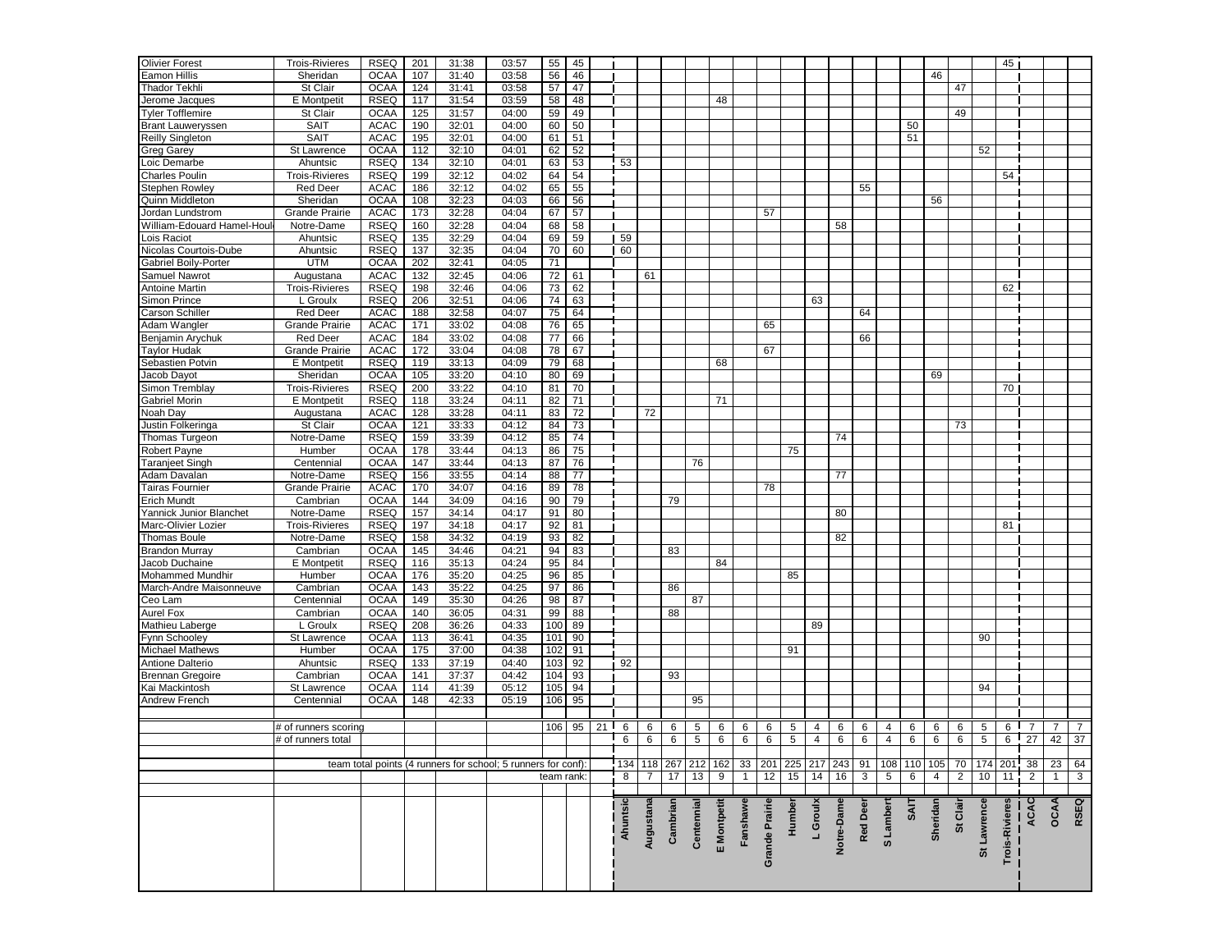| | | | | | | | | | | | | | | | | | | | | | | | | | | | | |
|---|---|---|---|---|---|---|---|---|---|---|---|---|---|---|---|---|---|---|---|---|---|---|---|---|---|---|---|---|
| Olivier Forest | Trois-Rivieres | RSEQ | 201 | 31:38 | 03:57 | 55 | 45 | | | | | | | | | | | | | | | | | | 45 | | | |
| Eamon Hillis | Sheridan | OCAA | 107 | 31:40 | 03:58 | 56 | 46 | | | | | | | | | | | | | | | 46 | | | | | | |
| Thador Tekhli | St Clair | OCAA | 124 | 31:41 | 03:58 | 57 | 47 | | | | | | | | | | | | | | | | 47 | | | | | |
| Jerome Jacques | E Montpetit | RSEQ | 117 | 31:54 | 03:59 | 58 | 48 | | | | | | 48 | | | | | | | | | | | | | | | |
| Tyler Tofflemire | St Clair | OCAA | 125 | 31:57 | 04:00 | 59 | 49 | | | | | | | | | | | | | | | | 49 | | | | | |
| Brant Lauweryssen | SAIT | ACAC | 190 | 32:01 | 04:00 | 60 | 50 | | | | | | | | | | | | | | 50 | | | | | | | |
| Reilly Singleton | SAIT | ACAC | 195 | 32:01 | 04:00 | 61 | 51 | | | | | | | | | | | | | | 51 | | | | | | | |
| Greg Garey | St Lawrence | OCAA | 112 | 32:10 | 04:01 | 62 | 52 | | | | | | | | | | | | | | | | | 52 | | | | |
| Loic Demarbe | Ahuntsic | RSEQ | 134 | 32:10 | 04:01 | 63 | 53 | | 53 | | | | | | | | | | | | | | | | | | | |
| Charles Poulin | Trois-Rivieres | RSEQ | 199 | 32:12 | 04:02 | 64 | 54 | | | | | | | | | | | | | | | | | | 54 | | | |
| Stephen Rowley | Red Deer | ACAC | 186 | 32:12 | 04:02 | 65 | 55 | | | | | | | | | | | | 55 | | | | | | | | | |
| Quinn Middleton | Sheridan | OCAA | 108 | 32:23 | 04:03 | 66 | 56 | | | | | | | | | | | | | | | 56 | | | | | | |
| Jordan Lundstrom | Grande Prairie | ACAC | 173 | 32:28 | 04:04 | 67 | 57 | | | | | | | | 57 | | | | | | | | | | | | | |
| William-Edouard Hamel-Houl | Notre-Dame | RSEQ | 160 | 32:28 | 04:04 | 68 | 58 | | | | | | | | | | | 58 | | | | | | | | | | |
| Lois Raciot | Ahuntsic | RSEQ | 135 | 32:29 | 04:04 | 69 | 59 | | 59 | | | | | | | | | | | | | | | | | | | |
| Nicolas Courtois-Dube | Ahuntsic | RSEQ | 137 | 32:35 | 04:04 | 70 | 60 | | 60 | | | | | | | | | | | | | | | | | | | |
| Gabriel Boily-Porter | UTM | OCAA | 202 | 32:41 | 04:05 | 71 | | | | | | | | | | | | | | | | | | | | | | |
| Samuel Nawrot | Augustana | ACAC | 132 | 32:45 | 04:06 | 72 | 61 | | | 61 | | | | | | | | | | | | | | | | | | |
| Antoine Martin | Trois-Rivieres | RSEQ | 198 | 32:46 | 04:06 | 73 | 62 | | | | | | | | | | | | | | | | | | 62 | | | |
| Simon Prince | L Groulx | RSEQ | 206 | 32:51 | 04:06 | 74 | 63 | | | | | | | | | | 63 | | | | | | | | | | | |
| Carson Schiller | Red Deer | ACAC | 188 | 32:58 | 04:07 | 75 | 64 | | | | | | | | | | | | 64 | | | | | | | | | |
| Adam Wangler | Grande Prairie | ACAC | 171 | 33:02 | 04:08 | 76 | 65 | | | | | | | | 65 | | | | | | | | | | | | | |
| Benjamin Arychuk | Red Deer | ACAC | 184 | 33:02 | 04:08 | 77 | 66 | | | | | | | | | | | | 66 | | | | | | | | | |
| Taylor Hudak | Grande Prairie | ACAC | 172 | 33:04 | 04:08 | 78 | 67 | | | | | | | | 67 | | | | | | | | | | | | | |
| Sebastien Potvin | E Montpetit | RSEQ | 119 | 33:13 | 04:09 | 79 | 68 | | | | | | 68 | | | | | | | | | | | | | | | |
| Jacob Dayot | Sheridan | OCAA | 105 | 33:20 | 04:10 | 80 | 69 | | | | | | | | | | | | | | | 69 | | | | | | |
| Simon Tremblay | Trois-Rivieres | RSEQ | 200 | 33:22 | 04:10 | 81 | 70 | | | | | | | | | | | | | | | | | | 70 | | | |
| Gabriel Morin | E Montpetit | RSEQ | 118 | 33:24 | 04:11 | 82 | 71 | | | | | | 71 | | | | | | | | | | | | | | | |
| Noah Day | Augustana | ACAC | 128 | 33:28 | 04:11 | 83 | 72 | | | 72 | | | | | | | | | | | | | | | | | | |
| Justin Folkeringa | St Clair | OCAA | 121 | 33:33 | 04:12 | 84 | 73 | | | | | | | | | | | | | | | | 73 | | | | | |
| Thomas Turgeon | Notre-Dame | RSEQ | 159 | 33:39 | 04:12 | 85 | 74 | | | | | | | | | | | 74 | | | | | | | | | | |
| Robert Payne | Humber | OCAA | 178 | 33:44 | 04:13 | 86 | 75 | | | | | | | | | 75 | | | | | | | | | | | | |
| Taranjeet Singh | Centennial | OCAA | 147 | 33:44 | 04:13 | 87 | 76 | | | | | 76 | | | | | | | | | | | | | | | | |
| Adam Davalan | Notre-Dame | RSEQ | 156 | 33:55 | 04:14 | 88 | 77 | | | | | | | | | | | 77 | | | | | | | | | | |
| Tairas Fournier | Grande Prairie | ACAC | 170 | 34:07 | 04:16 | 89 | 78 | | | | | | | | 78 | | | | | | | | | | | | | |
| Erich Mundt | Cambrian | OCAA | 144 | 34:09 | 04:16 | 90 | 79 | | | | 79 | | | | | | | | | | | | | | | | | |
| Yannick Junior Blanchet | Notre-Dame | RSEQ | 157 | 34:14 | 04:17 | 91 | 80 | | | | | | | | | | | 80 | | | | | | | | | | |
| Marc-Olivier Lozier | Trois-Rivieres | RSEQ | 197 | 34:18 | 04:17 | 92 | 81 | | | | | | | | | | | | | | | | | | 81 | | | |
| Thomas Boule | Notre-Dame | RSEQ | 158 | 34:32 | 04:19 | 93 | 82 | | | | | | | | | | | 82 | | | | | | | | | | |
| Brandon Murray | Cambrian | OCAA | 145 | 34:46 | 04:21 | 94 | 83 | | | | 83 | | | | | | | | | | | | | | | | | |
| Jacob Duchaine | E Montpetit | RSEQ | 116 | 35:13 | 04:24 | 95 | 84 | | | | | | 84 | | | | | | | | | | | | | | | |
| Mohammed Mundhir | Humber | OCAA | 176 | 35:20 | 04:25 | 96 | 85 | | | | | | | | | 85 | | | | | | | | | | | | |
| March-Andre Maisonneuve | Cambrian | OCAA | 143 | 35:22 | 04:25 | 97 | 86 | | | | 86 | | | | | | | | | | | | | | | | | |
| Ceo Lam | Centennial | OCAA | 149 | 35:30 | 04:26 | 98 | 87 | | | | | 87 | | | | | | | | | | | | | | | | |
| Aurel Fox | Cambrian | OCAA | 140 | 36:05 | 04:31 | 99 | 88 | | | | 88 | | | | | | | | | | | | | | | | | |
| Mathieu Laberge | L Groulx | RSEQ | 208 | 36:26 | 04:33 | 100 | 89 | | | | | | | | | | 89 | | | | | | | | | | | |
| Fynn Schooley | St Lawrence | OCAA | 113 | 36:41 | 04:35 | 101 | 90 | | | | | | | | | | | | | | | | | 90 | | | | |
| Michael Mathews | Humber | OCAA | 175 | 37:00 | 04:38 | 102 | 91 | | | | | | | | | 91 | | | | | | | | | | | | |
| Antione Dalterio | Ahuntsic | RSEQ | 133 | 37:19 | 04:40 | 103 | 92 | | 92 | | | | | | | | | | | | | | | | | | | |
| Brennan Gregoire | Cambrian | OCAA | 141 | 37:37 | 04:42 | 104 | 93 | | | | 93 | | | | | | | | | | | | | | | | | |
| Kai Mackintosh | St Lawrence | OCAA | 114 | 41:39 | 05:12 | 105 | 94 | | | | | | | | | | | | | | | | | 94 | | | | |
| Andrew French | Centennial | OCAA | 148 | 42:33 | 05:19 | 106 | 95 | | | | | 95 | | | | | | | | | | | | | | | | |
| | # of runners scoring | | | | | 106 | 95 | 21 | 6 | 6 | 6 | 5 | 6 | 6 | 6 | 5 | 4 | 6 | 6 | 4 | 6 | 6 | 6 | 5 | 6 | 7 | 7 | 7 |
| | # of runners total | | | | | | | | 6 | 6 | 6 | 5 | 6 | 6 | 6 | 5 | 4 | 6 | 6 | 4 | 6 | 6 | 6 | 5 | 6 | 27 | 42 | 37 |
| | team total points (4 runners for school; 5 runners for conf): | | | | | | | | 134 | 118 | 267 | 212 | 162 | 33 | 201 | 225 | 217 | 243 | 91 | 108 | 110 | 105 | 70 | 174 | 201 | 38 | 23 | 64 |
| | | | | | | team rank: | | | 8 | 7 | 17 | 13 | 9 | 1 | 12 | 15 | 14 | 16 | 3 | 5 | 6 | 4 | 2 | 10 | 11 | 2 | 1 | 3 |
| | | | | | | | | | Ahuntsic | Augustana | Cambrian | Centennial | E Montpetit | Fanshawe | Grande Prairie | Humber | L Groulx | Notre-Dame | Red Deer | S Lambert | SAIT | Sheridan | St Clair | St Lawrence | Trois-Rivieres | ACAC | OCAA | RSEQ |